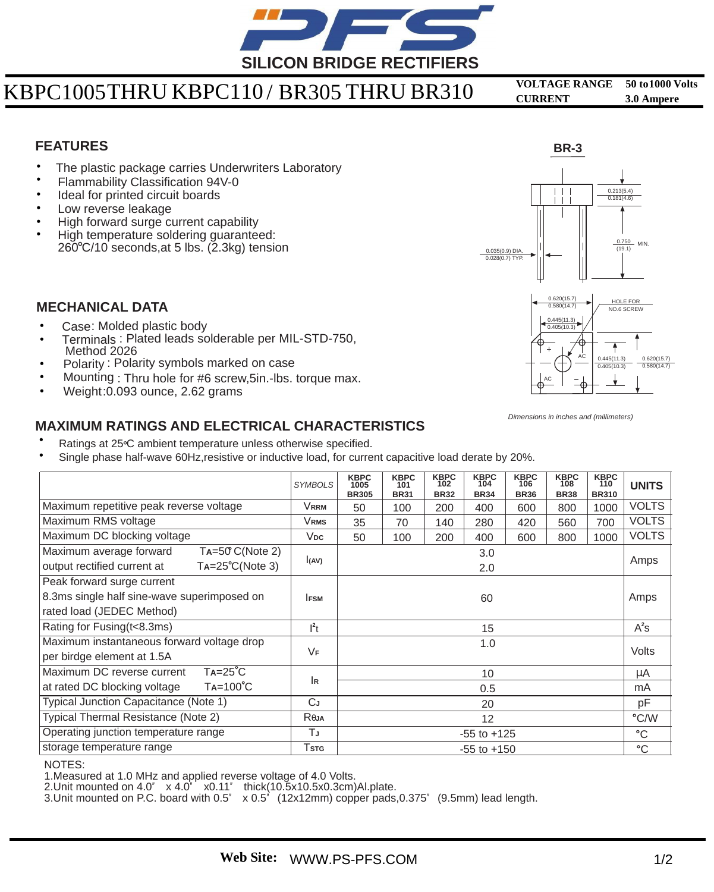# SILICON BRIDGE RECTIFIERS

## KBPC1005 THRU KBPC110 / BR305 THRU BR310

**VOLTAGE RANGE** 50 to1000 Volts
**CURRENT** 3.0 Ampere

## FEATURES

- The plastic package carries Underwriters Laboratory
- Flammability Classification 94V-0
- Ideal for printed circuit boards
- Low reverse leakage
- High forward surge current capability
- High temperature soldering guaranteed: 260℃/10 seconds,at 5 lbs. (2.3kg) tension

**BR-3**

0.213(5.4) / 0.181(4.6)
0.750 (19.1) MIN.
0.035(0.9) DIA. / 0.028(0.7) TYP.
0.620(15.7) / 0.580(14.7)
0.445(11.3) / 0.405(10.3)
HOLE FOR NO.6 SCREW
0.445(11.3) / 0.405(10.3)
0.620(15.7) / 0.580(14.7)

*Dimensions in inches and (millimeters)*

## MECHANICAL DATA

- Case: Molded plastic body
- Terminals : Plated leads solderable per MIL-STD-750, Method 2026
- Polarity : Polarity symbols marked on case
- Mounting : Thru hole for #6 screw,5in.-lbs. torque max.
- Weight:0.093 ounce, 2.62 grams

## MAXIMUM RATINGS AND ELECTRICAL CHARACTERISTICS

- Ratings at 25℃ ambient temperature unless otherwise specified.
- Single phase half-wave 60Hz,resistive or inductive load, for current capacitive load derate by 20%.

| | *SYMBOLS* | KBPC 1005 BR305 | KBPC 101 BR31 | KBPC 102 BR32 | KBPC 104 BR34 | KBPC 106 BR36 | KBPC 108 BR38 | KBPC 110 BR310 | UNITS |
|---|---|---|---|---|---|---|---|---|---|
| Maximum repetitive peak reverse voltage | $V_{RRM}$ | 50 | 100 | 200 | 400 | 600 | 800 | 1000 | VOLTS |
| Maximum RMS voltage | $V_{RMS}$ | 35 | 70 | 140 | 280 | 420 | 560 | 700 | VOLTS |
| Maximum DC blocking voltage | $V_{DC}$ | 50 | 100 | 200 | 400 | 600 | 800 | 1000 | VOLTS |
| Maximum average forward output rectified current at $T_A$=50℃(Note 2) / $T_A$=25℃(Note 3) | $I_{(AV)}$ | 3.0 / 2.0 | | | | | | | Amps |
| Peak forward surge current 8.3ms single half sine-wave superimposed on rated load (JEDEC Method) | $I_{FSM}$ | 60 | | | | | | | Amps |
| Rating for Fusing(t<8.3ms) | $I^2t$ | 15 | | | | | | | $A^2s$ |
| Maximum instantaneous forward voltage drop per birdge element at 1.5A | $V_F$ | 1.0 | | | | | | | Volts |
| Maximum DC reverse current at rated DC blocking voltage $T_A$=25℃ | $I_R$ | 10 | | | | | | | μA |
| $T_A$=100℃ | | 0.5 | | | | | | | mA |
| Typical Junction Capacitance (Note 1) | $C_J$ | 20 | | | | | | | pF |
| Typical Thermal Resistance (Note 2) | $R_{\theta JA}$ | 12 | | | | | | | ℃/W |
| Operating junction temperature range | $T_J$ | -55 to +125 | | | | | | | ℃ |
| storage temperature range | $T_{STG}$ | -55 to +150 | | | | | | | ℃ |

NOTES:
1.Measured at 1.0 MHz and applied reverse voltage of 4.0 Volts.
2.Unit mounted on 4.0" x 4.0" x0.11" thick(10.5x10.5x0.3cm)Al.plate.
3.Unit mounted on P.C. board with 0.5" x 0.5" (12x12mm) copper pads,0.375" (9.5mm) lead length.

**Web Site:** WWW.PS-PFS.COM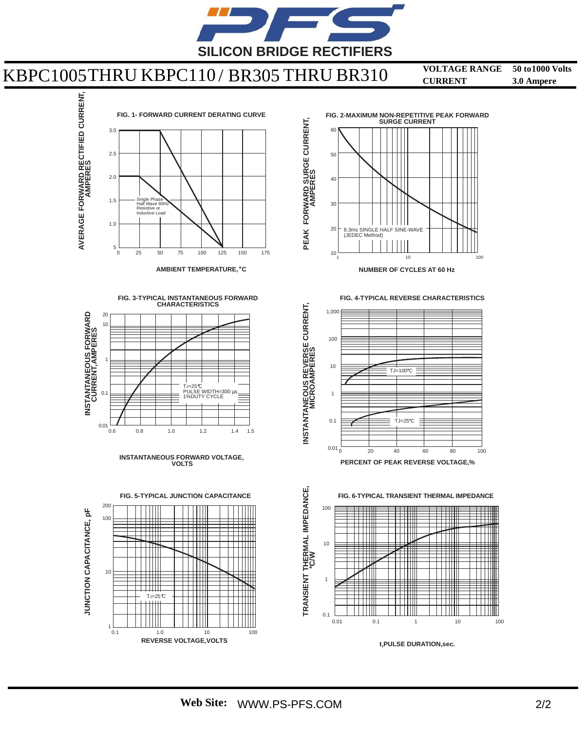SILICON BRIDGE RECTIFIERS

# KBPC1005 THRU KBPC110 / BR305 THRU BR310

**VOLTAGE RANGE** 50 to1000 Volts
**CURRENT** 3.0 Ampere

**FIG. 1- FORWARD CURRENT DERATING CURVE**

AVERAGE FORWARD RECTIFIED CURRENT, AMPERES

3.0
2.5
2.0
1.5
1.0
5

Single Phase
Half Wave 60Hz
Resistive or
inductive Load

0 25 50 75 100 125 150 175

AMBIENT TEMPERATURE,°C

**FIG. 2-MAXIMUM NON-REPETITIVE PEAK FORWARD SURGE CURRENT**

PEAK FORWARD SURGE CURRENT, AMPERES

60
50
40
30
20
10

8.3ms SINGLE HALF SINE-WAVE
(JEDEC Method)

1 10 100

NUMBER OF CYCLES AT 60 Hz

**FIG. 3-TYPICAL INSTANTANEOUS FORWARD CHARACTERISTICS**

INSTANTANEOUS FORWARD CURRENT,AMPERES

20
10
1
0.1
0.01

TJ=25℃
PULSE WIDTH=300 μs
1%DUTY CYCLE

0.6 0.8 1.0 1.2 1.4 1.5

INSTANTANEOUS FORWARD VOLTAGE, VOLTS

**FIG. 4-TYPICAL REVERSE CHARACTERISTICS**

INSTANTANEOUS REVERSE CURRENT, MICROAMPERES

1,000
100
10
1
0.1
0.01

TJ=100℃
TJ=25℃

0 20 40 60 80 100

PERCENT OF PEAK REVERSE VOLTAGE,%

**FIG. 5-TYPICAL JUNCTION CAPACITANCE**

JUNCTION CAPACITANCE, pF

200
100
10
1

TJ=25℃

0.1 1.0 10 100

REVERSE VOLTAGE,VOLTS

**FIG. 6-TYPICAL TRANSIENT THERMAL IMPEDANCE**

TRANSIENT THERMAL IMPEDANCE, °C/W

100
10
1
0.1

0.01 0.1 1 10 100

t,PULSE DURATION,sec.

**Web Site:** WWW.PS-PFS.COM